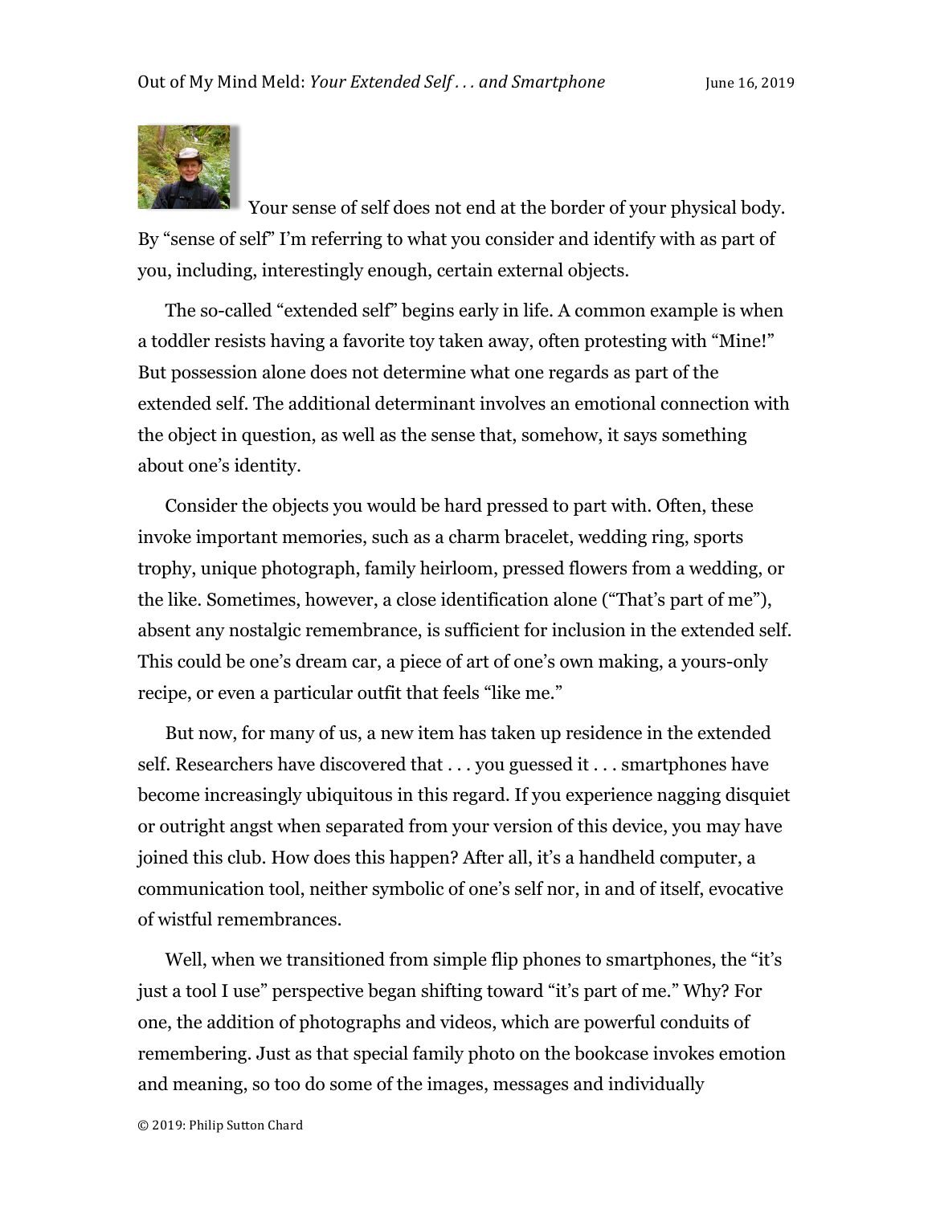Your sense of self does not end at the border of your physical body. By "sense of self" I'm referring to what you consider and identify with as part of you, including, interestingly enough, certain external objects.

The so-called "extended self" begins early in life. A common example is when a toddler resists having a favorite toy taken away, often protesting with "Mine!" But possession alone does not determine what one regards as part of the extended self. The additional determinant involves an emotional connection with the object in question, as well as the sense that, somehow, it says something about one's identity.

Consider the objects you would be hard pressed to part with. Often, these invoke important memories, such as a charm bracelet, wedding ring, sports trophy, unique photograph, family heirloom, pressed flowers from a wedding, or the like. Sometimes, however, a close identification alone ("That's part of me"), absent any nostalgic remembrance, is sufficient for inclusion in the extended self. This could be one's dream car, a piece of art of one's own making, a yours-only recipe, or even a particular outfit that feels "like me."

But now, for many of us, a new item has taken up residence in the extended self. Researchers have discovered that . . . you guessed it . . . smartphones have become increasingly ubiquitous in this regard. If you experience nagging disquiet or outright angst when separated from your version of this device, you may have joined this club. How does this happen? After all, it's a handheld computer, a communication tool, neither symbolic of one's self nor, in and of itself, evocative of wistful remembrances.

Well, when we transitioned from simple flip phones to smartphones, the "it's just a tool I use" perspective began shifting toward "it's part of me." Why? For one, the addition of photographs and videos, which are powerful conduits of remembering. Just as that special family photo on the bookcase invokes emotion and meaning, so too do some of the images, messages and individually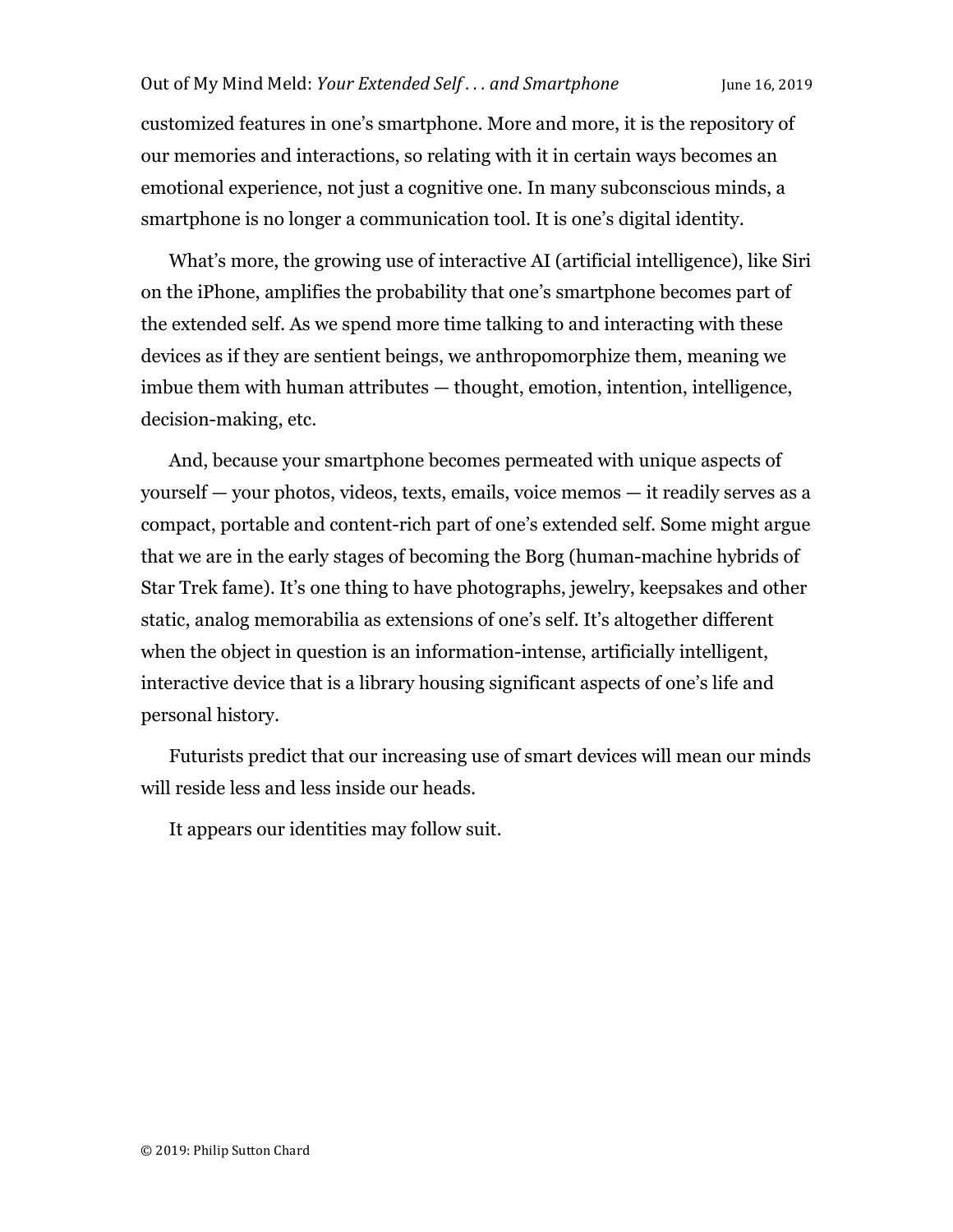customized features in one's smartphone. More and more, it is the repository of our memories and interactions, so relating with it in certain ways becomes an emotional experience, not just a cognitive one. In many subconscious minds, a smartphone is no longer a communication tool. It is one's digital identity.

What's more, the growing use of interactive AI (artificial intelligence), like Siri on the iPhone, amplifies the probability that one's smartphone becomes part of the extended self. As we spend more time talking to and interacting with these devices as if they are sentient beings, we anthropomorphize them, meaning we imbue them with human attributes — thought, emotion, intention, intelligence, decision-making, etc.

And, because your smartphone becomes permeated with unique aspects of yourself — your photos, videos, texts, emails, voice memos — it readily serves as a compact, portable and content-rich part of one's extended self. Some might argue that we are in the early stages of becoming the Borg (human-machine hybrids of Star Trek fame). It's one thing to have photographs, jewelry, keepsakes and other static, analog memorabilia as extensions of one's self. It's altogether different when the object in question is an information-intense, artificially intelligent, interactive device that is a library housing significant aspects of one's life and personal history.

Futurists predict that our increasing use of smart devices will mean our minds will reside less and less inside our heads.

It appears our identities may follow suit.

© 2019: Philip Sutton Chard